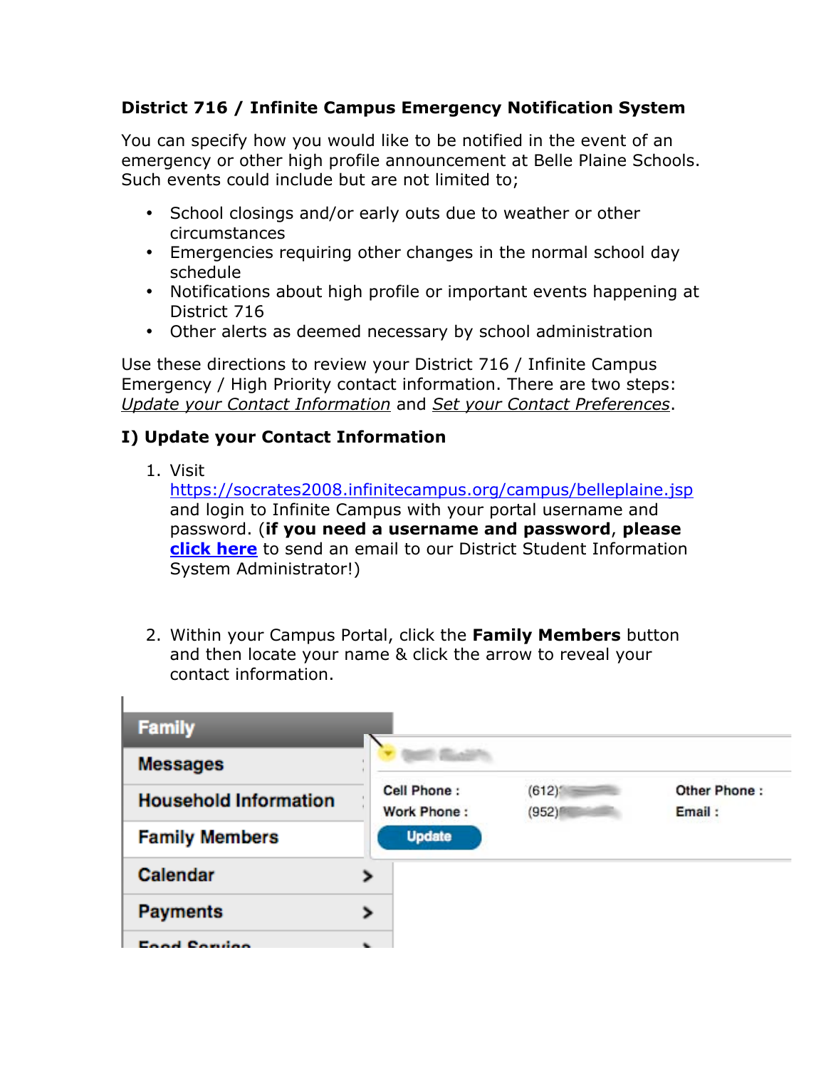**District 716 / Infinite Campus Emergency Notification System**

You can specify how you would like to be notified in the event of an emergency or other high profile announcement at Belle Plaine Schools. Such events could include but are not limited to;

- School closings and/or early outs due to weather or other circumstances
- Emergencies requiring other changes in the normal school day schedule
- Notifications about high profile or important events happening at District 716
- Other alerts as deemed necessary by school administration

Use these directions to review your District 716 / Infinite Campus Emergency / High Priority contact information. There are two steps: *Update your Contact Information* and *Set your Contact Preferences*.

**I) Update your Contact Information**

1. Visit https://socrates2008.infinitecampus.org/campus/belleplaine.jsp and login to Infinite Campus with your portal username and password. (**if you need a username and password**, **please [click here](#)** to send an email to our District Student Information System Administrator!)

2. Within your Campus Portal, click the **Family Members** button and then locate your name & click the arrow to reveal your contact information.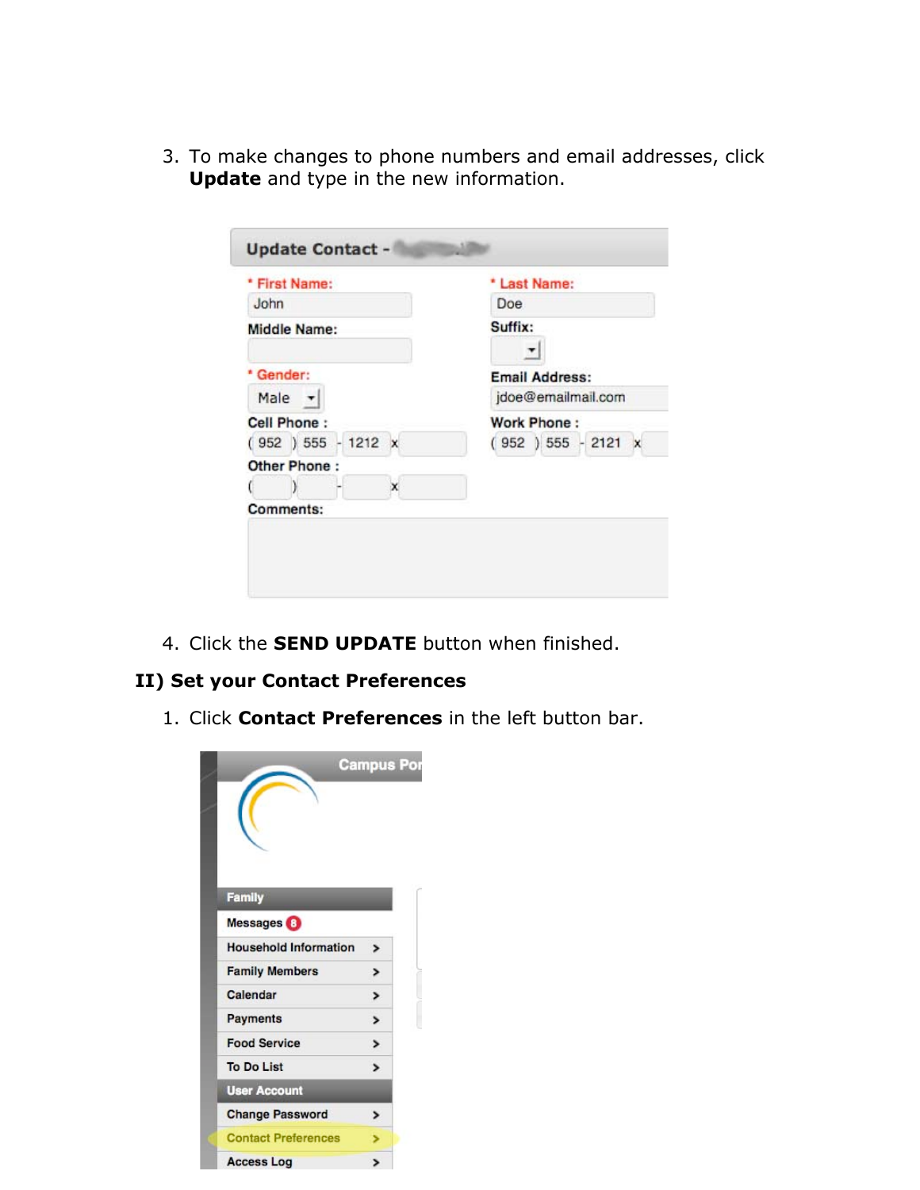3. To make changes to phone numbers and email addresses, click **Update** and type in the new information.

4. Click the **SEND UPDATE** button when finished.

**II) Set your Contact Preferences**

1. Click **Contact Preferences** in the left button bar.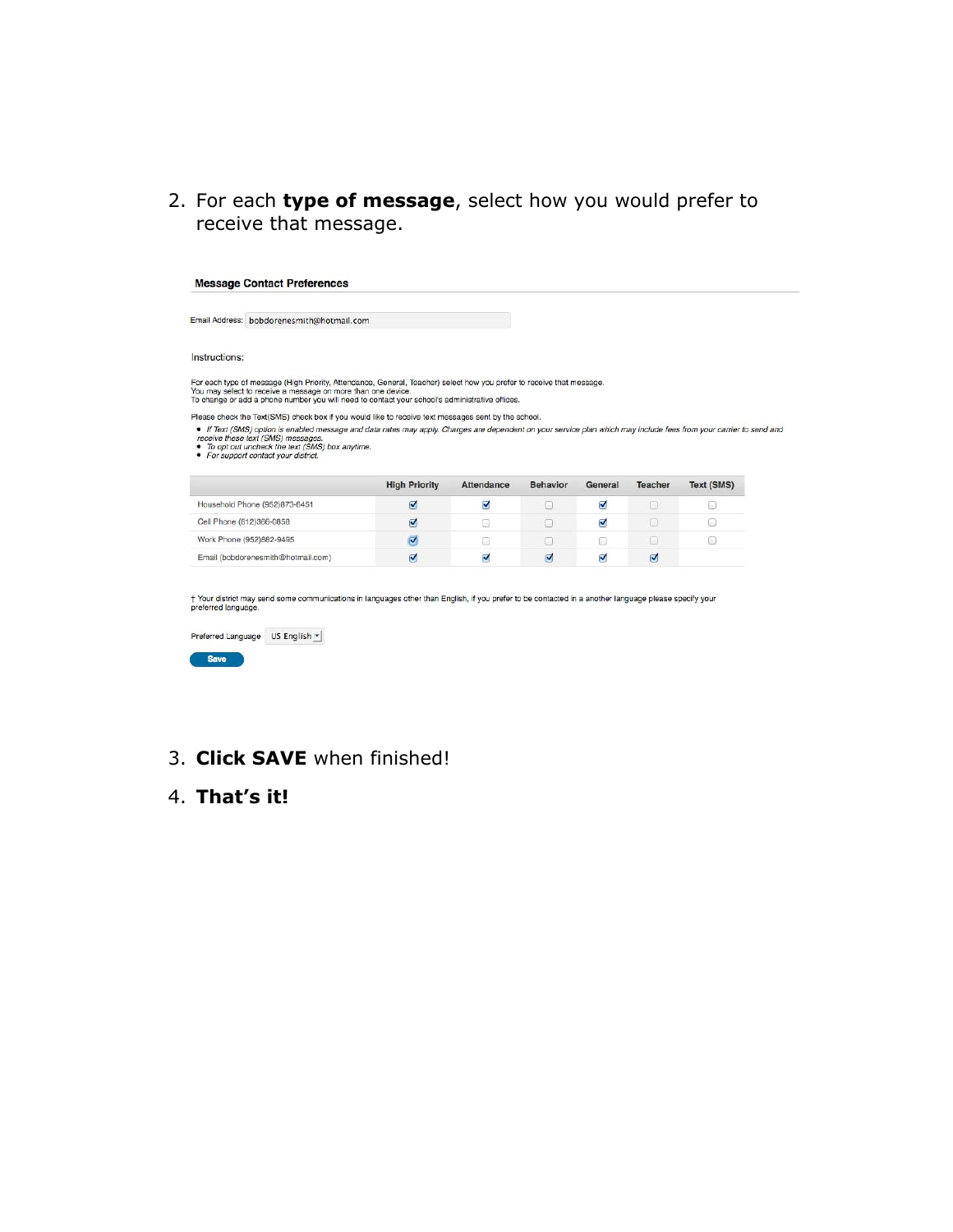2. For each **type of message**, select how you would prefer to receive that message.

**Message Contact Preferences**

Email Address: bobdorenesmith@hotmail.com

Instructions:

For each type of message (High Priority, Attendance, General, Teacher) select how you prefer to receive that message.
You may select to receive a message on more than one device.
To change or add a phone number you will need to contact your school's administrative offices.

Please check the Text(SMS) check box if you would like to receive text messages sent by the school.

- *If Text (SMS) option is enabled message and data rates may apply. Charges are dependent on your service plan which may include fees from your carrier to send and receive these text (SMS) messages.*
- *To opt out uncheck the text (SMS) box anytime.*
- *For support contact your district.*

| | High Priority | Attendance | Behavior | General | Teacher | Text (SMS) |
|---|---|---|---|---|---|---|
| Household Phone (952)873-6451 | ☑ | ☑ | ☐ | ☑ | ☐ | ☐ |
| Cell Phone (612)366-0858 | ☑ | ☐ | ☐ | ☑ | ☐ | ☐ |
| Work Phone (952)882-9495 | ☑ | ☐ | ☐ | ☐ | ☐ | ☐ |
| Email (bobdorenesmith@hotmail.com) | ☑ | ☑ | ☑ | ☑ | ☑ | |

† Your district may send some communications in languages other than English, if you prefer to be contacted in a another language please specify your preferred language.

Preferred Language: US English

Save

3. **Click SAVE** when finished!
4. **That's it!**